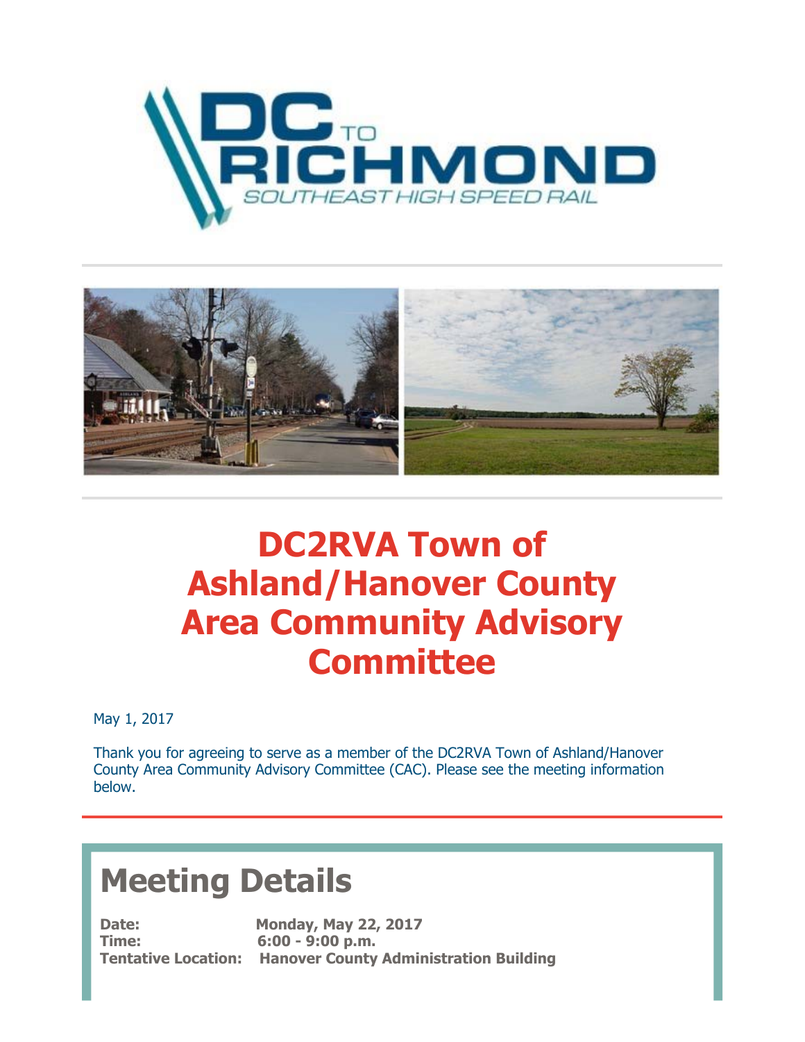# DC2RVA Town of Ashland/Hanover County Area Community Advisory Committee

May 1, 2017

Thank you for agreeing to serve as a member of the DC2RVA Town of Ashland/Hanover County Area Community Advisory Committee (CAC). Please see the meeting information below.

## Meeting Details

**Date:** **Monday, May 22, 2017**
**Time:** **6:00 - 9:00 p.m.**
**Tentative Location:** **Hanover County Administration Building**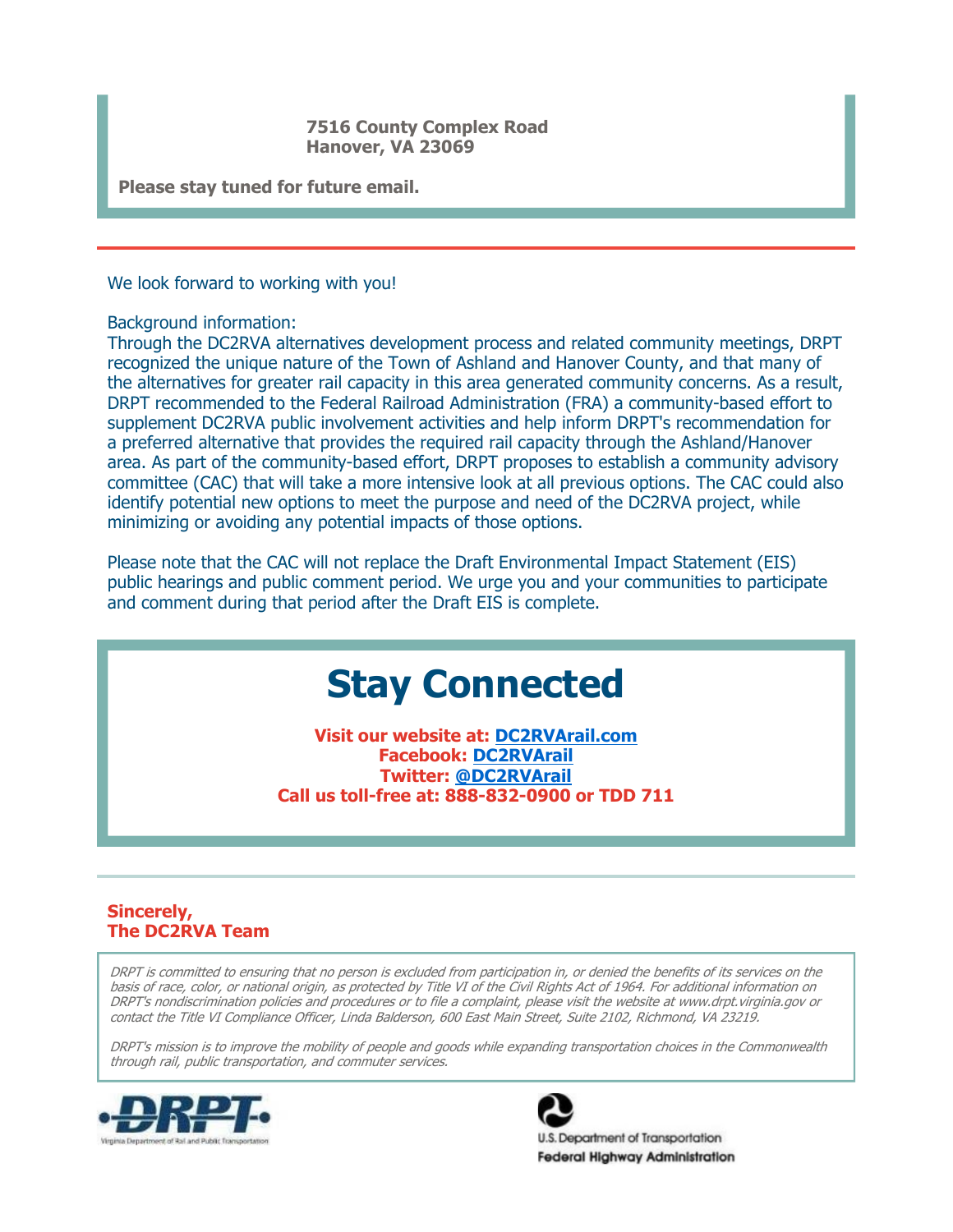**7516 County Complex Road**
**Hanover, VA 23069**

**Please stay tuned for future email.**

---

We look forward to working with you!

Background information:
Through the DC2RVA alternatives development process and related community meetings, DRPT recognized the unique nature of the Town of Ashland and Hanover County, and that many of the alternatives for greater rail capacity in this area generated community concerns. As a result, DRPT recommended to the Federal Railroad Administration (FRA) a community-based effort to supplement DC2RVA public involvement activities and help inform DRPT's recommendation for a preferred alternative that provides the required rail capacity through the Ashland/Hanover area. As part of the community-based effort, DRPT proposes to establish a community advisory committee (CAC) that will take a more intensive look at all previous options. The CAC could also identify potential new options to meet the purpose and need of the DC2RVA project, while minimizing or avoiding any potential impacts of those options.

Please note that the CAC will not replace the Draft Environmental Impact Statement (EIS) public hearings and public comment period. We urge you and your communities to participate and comment during that period after the Draft EIS is complete.

# Stay Connected

**Visit our website at: DC2RVArail.com**
**Facebook: DC2RVArail**
**Twitter: @DC2RVArail**
**Call us toll-free at: 888-832-0900 or TDD 711**

---

**Sincerely,**
**The DC2RVA Team**

*DRPT is committed to ensuring that no person is excluded from participation in, or denied the benefits of its services on the basis of race, color, or national origin, as protected by Title VI of the Civil Rights Act of 1964. For additional information on DRPT's nondiscrimination policies and procedures or to file a complaint, please visit the website at www.drpt.virginia.gov or contact the Title VI Compliance Officer, Linda Balderson, 600 East Main Street, Suite 2102, Richmond, VA 23219.*

*DRPT's mission is to improve the mobility of people and goods while expanding transportation choices in the Commonwealth through rail, public transportation, and commuter services.*

DRPT
Virginia Department of Rail and Public Transportation

U.S. Department of Transportation
Federal Highway Administration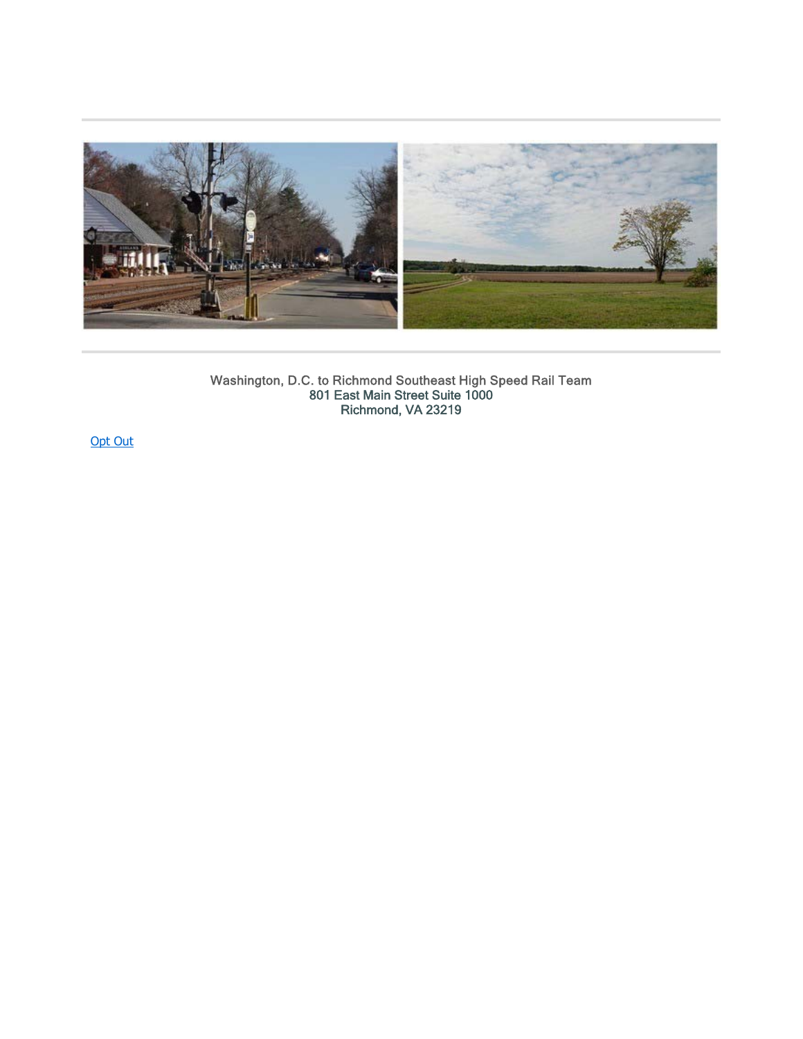Washington, D.C. to Richmond Southeast High Speed Rail Team
801 East Main Street Suite 1000
Richmond, VA 23219

Opt Out